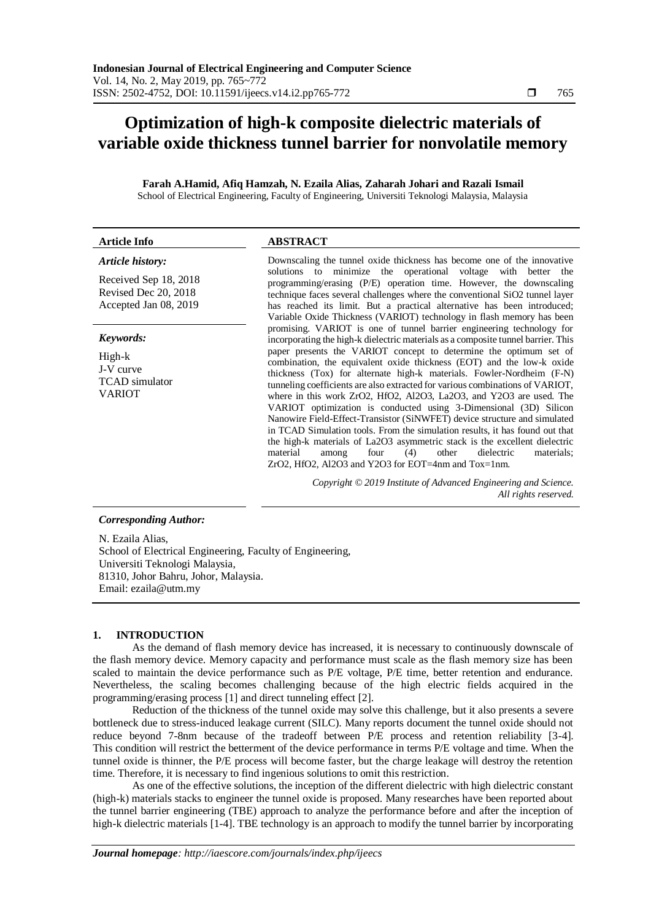# Optimization of high-k composite dielectric materials of variable oxide thickness tunnel barrier for nonvolatile memory

**Farah A.Hamid, Afiq Hamzah, N. Ezaila Alias, Zaharah Johari and Razali Ismail**

School of Electrical Engineering, Faculty of Engineering, Universiti Teknologi Malaysia, Malaysia

| **Article Info** | **ABSTRACT** |
|---|---|
| ***Article history:*** <br> Received Sep 18, 2018 <br> Revised Dec 20, 2018 <br> Accepted Jan 08, 2019 <br><br> ***Keywords:*** <br> High-k <br> J-V curve <br> TCAD simulator <br> VARIOT | Downscaling the tunnel oxide thickness has become one of the innovative solutions to minimize the operational voltage with better the programming/erasing (P/E) operation time. However, the downscaling technique faces several challenges where the conventional $SiO_2$ tunnel layer has reached its limit. But a practical alternative has been introduced; Variable Oxide Thickness (VARIOT) technology in flash memory has been promising. VARIOT is one of tunnel barrier engineering technology for incorporating the high-k dielectric materials as a composite tunnel barrier. This paper presents the VARIOT concept to determine the optimum set of combination, the equivalent oxide thickness (EOT) and the low-k oxide thickness (Tox) for alternate high-k materials. Fowler-Nordheim (F-N) tunneling coefficients are also extracted for various combinations of VARIOT, where in this work $ZrO_2$, $HfO_2$, $Al_2O_3$, $La_2O_3$, and $Y_2O_3$ are used. The VARIOT optimization is conducted using 3-Dimensional (3D) Silicon Nanowire Field-Effect-Transistor (SiNWFET) device structure and simulated in TCAD Simulation tools. From the simulation results, it has found out that the high-k materials of $La_2O_3$ asymmetric stack is the excellent dielectric material among four (4) other dielectric materials; $ZrO_2$, $HfO_2$, $Al_2O_3$ and $Y_2O_3$ for EOT=4nm and Tox=1nm. <br><br> *Copyright © 2019 Institute of Advanced Engineering and Science. All rights reserved.* |

***Corresponding Author:***

N. Ezaila Alias,
School of Electrical Engineering, Faculty of Engineering,
Universiti Teknologi Malaysia,
81310, Johor Bahru, Johor, Malaysia.
Email: ezaila@utm.my

## 1. INTRODUCTION

As the demand of flash memory device has increased, it is necessary to continuously downscale of the flash memory device. Memory capacity and performance must scale as the flash memory size has been scaled to maintain the device performance such as P/E voltage, P/E time, better retention and endurance. Nevertheless, the scaling becomes challenging because of the high electric fields acquired in the programming/erasing process [1] and direct tunneling effect [2].

Reduction of the thickness of the tunnel oxide may solve this challenge, but it also presents a severe bottleneck due to stress-induced leakage current (SILC). Many reports document the tunnel oxide should not reduce beyond 7-8nm because of the tradeoff between P/E process and retention reliability [3-4]. This condition will restrict the betterment of the device performance in terms P/E voltage and time. When the tunnel oxide is thinner, the P/E process will become faster, but the charge leakage will destroy the retention time. Therefore, it is necessary to find ingenious solutions to omit this restriction.

As one of the effective solutions, the inception of the different dielectric with high dielectric constant (high-k) materials stacks to engineer the tunnel oxide is proposed. Many researches have been reported about the tunnel barrier engineering (TBE) approach to analyze the performance before and after the inception of high-k dielectric materials [1-4]. TBE technology is an approach to modify the tunnel barrier by incorporating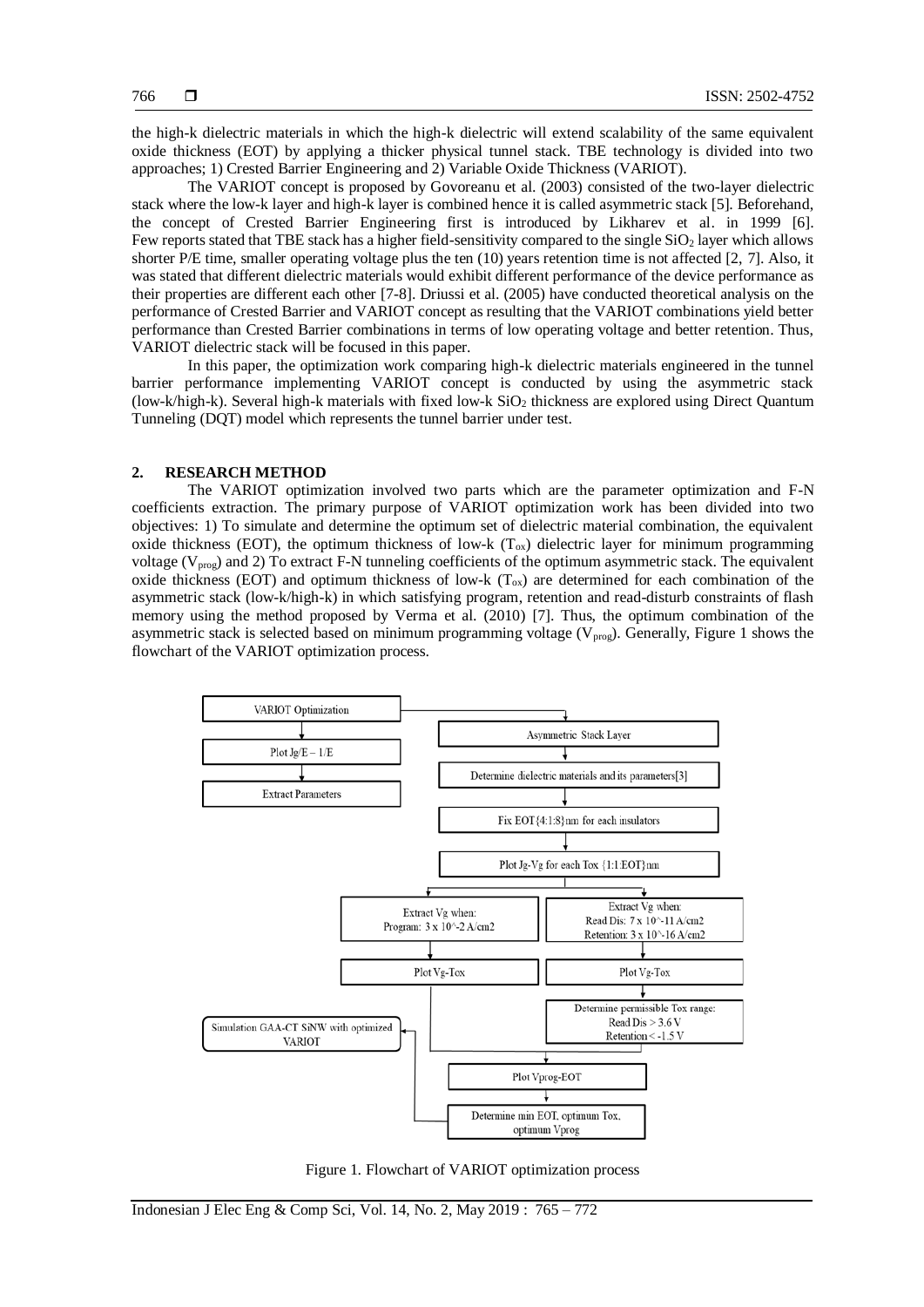the high-k dielectric materials in which the high-k dielectric will extend scalability of the same equivalent oxide thickness (EOT) by applying a thicker physical tunnel stack. TBE technology is divided into two approaches; 1) Crested Barrier Engineering and 2) Variable Oxide Thickness (VARIOT).

The VARIOT concept is proposed by Govoreanu et al. (2003) consisted of the two-layer dielectric stack where the low-k layer and high-k layer is combined hence it is called asymmetric stack [5]. Beforehand, the concept of Crested Barrier Engineering first is introduced by Likharev et al. in 1999 [6]. Few reports stated that TBE stack has a higher field-sensitivity compared to the single $SiO_2$ layer which allows shorter P/E time, smaller operating voltage plus the ten (10) years retention time is not affected [2, 7]. Also, it was stated that different dielectric materials would exhibit different performance of the device performance as their properties are different each other [7-8]. Driussi et al. (2005) have conducted theoretical analysis on the performance of Crested Barrier and VARIOT concept as resulting that the VARIOT combinations yield better performance than Crested Barrier combinations in terms of low operating voltage and better retention. Thus, VARIOT dielectric stack will be focused in this paper.

In this paper, the optimization work comparing high-k dielectric materials engineered in the tunnel barrier performance implementing VARIOT concept is conducted by using the asymmetric stack (low-k/high-k). Several high-k materials with fixed low-k $SiO_2$ thickness are explored using Direct Quantum Tunneling (DQT) model which represents the tunnel barrier under test.

## 2. RESEARCH METHOD

The VARIOT optimization involved two parts which are the parameter optimization and F-N coefficients extraction. The primary purpose of VARIOT optimization work has been divided into two objectives: 1) To simulate and determine the optimum set of dielectric material combination, the equivalent oxide thickness (EOT), the optimum thickness of low-k ($T_{ox}$) dielectric layer for minimum programming voltage ($V_{prog}$) and 2) To extract F-N tunneling coefficients of the optimum asymmetric stack. The equivalent oxide thickness (EOT) and optimum thickness of low-k ($T_{ox}$) are determined for each combination of the asymmetric stack (low-k/high-k) in which satisfying program, retention and read-disturb constraints of flash memory using the method proposed by Verma et al. (2010) [7]. Thus, the optimum combination of the asymmetric stack is selected based on minimum programming voltage ($V_{prog}$). Generally, Figure 1 shows the flowchart of the VARIOT optimization process.

Figure 1. Flowchart of VARIOT optimization process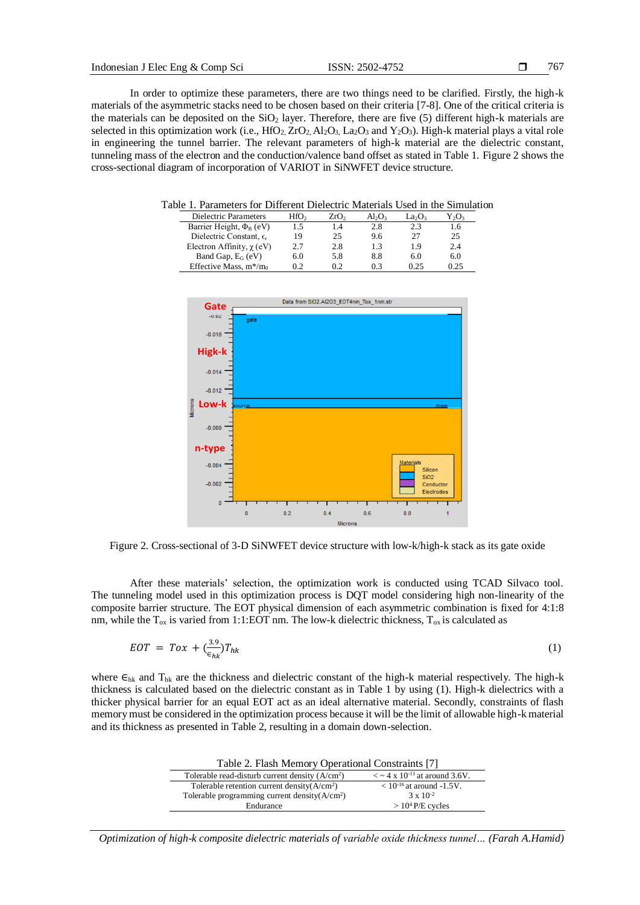In order to optimize these parameters, there are two things need to be clarified. Firstly, the high-k materials of the asymmetric stacks need to be chosen based on their criteria [7-8]. One of the critical criteria is the materials can be deposited on the $SiO_2$ layer. Therefore, there are five (5) different high-k materials are selected in this optimization work (i.e., $HfO_2$, $ZrO_2$, $Al_2O_3$, $La_2O_3$ and $Y_2O_3$). High-k material plays a vital role in engineering the tunnel barrier. The relevant parameters of high-k material are the dielectric constant, tunneling mass of the electron and the conduction/valence band offset as stated in Table 1. Figure 2 shows the cross-sectional diagram of incorporation of VARIOT in SiNWFET device structure.

Table 1. Parameters for Different Dielectric Materials Used in the Simulation

| Dielectric Parameters | $HfO_2$ | $ZrO_2$ | $Al_2O_3$ | $La_2O_3$ | $Y_2O_3$ |
|---|---|---|---|---|---|
| Barrier Height, $\Phi_B$ (eV) | 1.5 | 1.4 | 2.8 | 2.3 | 1.6 |
| Dielectric Constant, $\epsilon_r$ | 19 | 25 | 9.6 | 27 | 25 |
| Electron Affinity, $\chi$ (eV) | 2.7 | 2.8 | 1.3 | 1.9 | 2.4 |
| Band Gap, $E_G$ (eV) | 6.0 | 5.8 | 8.8 | 6.0 | 6.0 |
| Effective Mass, $m^*/m_0$ | 0.2 | 0.2 | 0.3 | 0.25 | 0.25 |

Figure 2. Cross-sectional of 3-D SiNWFET device structure with low-k/high-k stack as its gate oxide

After these materials' selection, the optimization work is conducted using TCAD Silvaco tool. The tunneling model used in this optimization process is DQT model considering high non-linearity of the composite barrier structure. The EOT physical dimension of each asymmetric combination is fixed for 4:1:8 nm, while the $T_{ox}$ is varied from 1:1:EOT nm. The low-k dielectric thickness, $T_{ox}$ is calculated as

$$EOT = Tox + \left(\frac{3.9}{\epsilon_{hk}}\right)T_{hk} \tag{1}$$

where $\epsilon_{hk}$ and $T_{hk}$ are the thickness and dielectric constant of the high-k material respectively. The high-k thickness is calculated based on the dielectric constant as in Table 1 by using (1). High-k dielectrics with a thicker physical barrier for an equal EOT act as an ideal alternative material. Secondly, constraints of flash memory must be considered in the optimization process because it will be the limit of allowable high-k material and its thickness as presented in Table 2, resulting in a domain down-selection.

Table 2. Flash Memory Operational Constraints [7]

| | |
|---|---|
| Tolerable read-disturb current density ($A/cm^2$) | $< \sim 4 \times 10^{-11}$ at around 3.6V. |
| Tolerable retention current density($A/cm^2$) | $< 10^{-16}$ at around -1.5V. |
| Tolerable programming current density($A/cm^2$) | $3 \times 10^{-2}$ |
| Endurance | $> 10^4$ P/E cycles |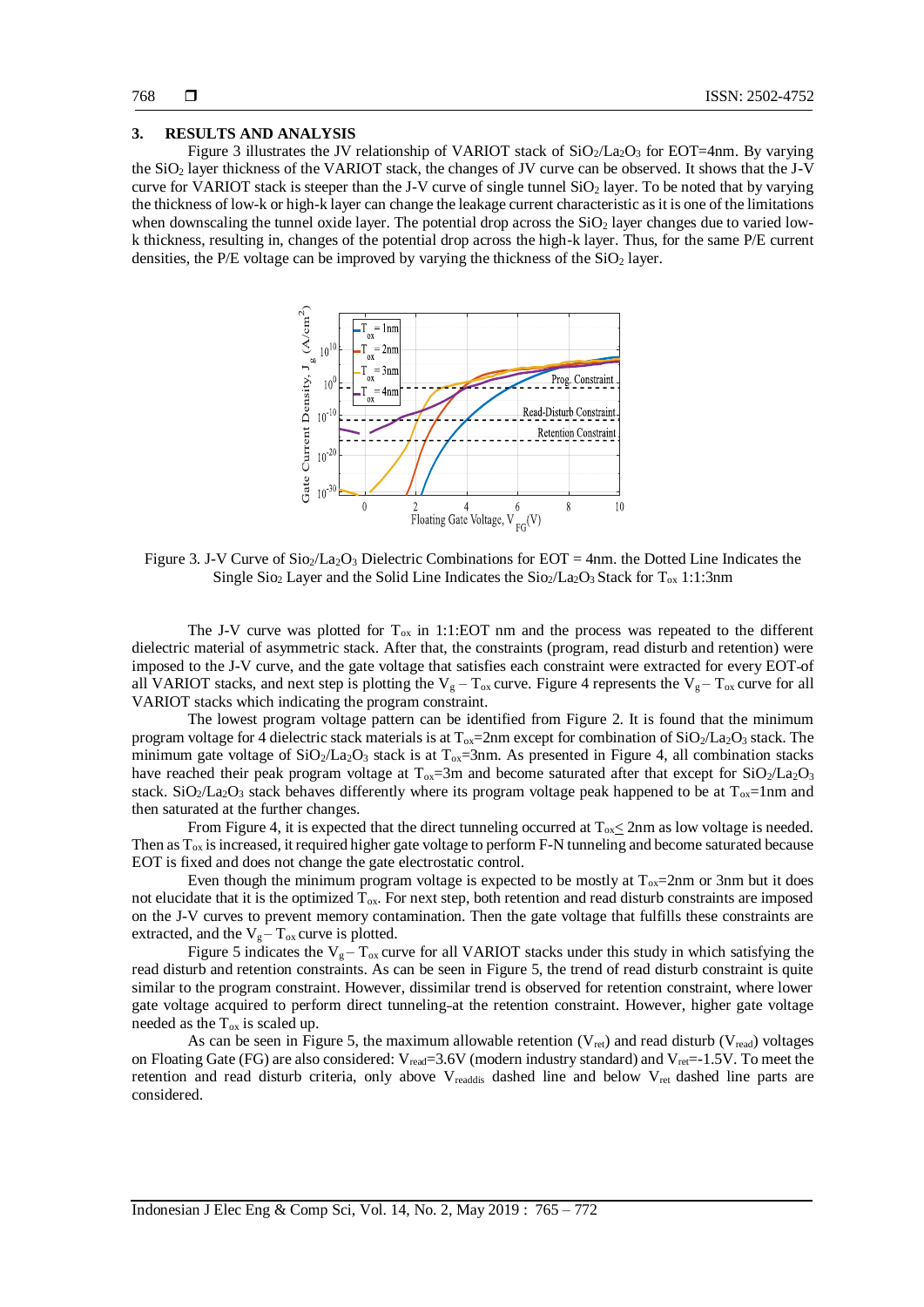## 3. RESULTS AND ANALYSIS

Figure 3 illustrates the JV relationship of VARIOT stack of $SiO_2/La_2O_3$ for EOT=4nm. By varying the $SiO_2$ layer thickness of the VARIOT stack, the changes of JV curve can be observed. It shows that the J-V curve for VARIOT stack is steeper than the J-V curve of single tunnel $SiO_2$ layer. To be noted that by varying the thickness of low-k or high-k layer can change the leakage current characteristic as it is one of the limitations when downscaling the tunnel oxide layer. The potential drop across the $SiO_2$ layer changes due to varied low-k thickness, resulting in, changes of the potential drop across the high-k layer. Thus, for the same P/E current densities, the P/E voltage can be improved by varying the thickness of the $SiO_2$ layer.

Figure 3. J-V Curve of $SiO_2/La_2O_3$ Dielectric Combinations for EOT = 4nm. the Dotted Line Indicates the Single $SiO_2$ Layer and the Solid Line Indicates the $SiO_2/La_2O_3$ Stack for $T_{ox}$ 1:1:3nm

The J-V curve was plotted for $T_{ox}$ in 1:1:EOT nm and the process was repeated to the different dielectric material of asymmetric stack. After that, the constraints (program, read disturb and retention) were imposed to the J-V curve, and the gate voltage that satisfies each constraint were extracted for every EOT of all VARIOT stacks, and next step is plotting the $V_g - T_{ox}$ curve. Figure 4 represents the $V_g - T_{ox}$ curve for all VARIOT stacks which indicating the program constraint.

The lowest program voltage pattern can be identified from Figure 2. It is found that the minimum program voltage for 4 dielectric stack materials is at $T_{ox}$=2nm except for combination of $SiO_2/La_2O_3$ stack. The minimum gate voltage of $SiO_2/La_2O_3$ stack is at $T_{ox}$=3nm. As presented in Figure 4, all combination stacks have reached their peak program voltage at $T_{ox}$=3m and become saturated after that except for $SiO_2/La_2O_3$ stack. $SiO_2/La_2O_3$ stack behaves differently where its program voltage peak happened to be at $T_{ox}$=1nm and then saturated at the further changes.

From Figure 4, it is expected that the direct tunneling occurred at $T_{ox} \leq$ 2nm as low voltage is needed. Then as $T_{ox}$ is increased, it required higher gate voltage to perform F-N tunneling and become saturated because EOT is fixed and does not change the gate electrostatic control.

Even though the minimum program voltage is expected to be mostly at $T_{ox}$=2nm or 3nm but it does not elucidate that it is the optimized $T_{ox}$. For next step, both retention and read disturb constraints are imposed on the J-V curves to prevent memory contamination. Then the gate voltage that fulfills these constraints are extracted, and the $V_g - T_{ox}$ curve is plotted.

Figure 5 indicates the $V_g - T_{ox}$ curve for all VARIOT stacks under this study in which satisfying the read disturb and retention constraints. As can be seen in Figure 5, the trend of read disturb constraint is quite similar to the program constraint. However, dissimilar trend is observed for retention constraint, where lower gate voltage acquired to perform direct tunneling at the retention constraint. However, higher gate voltage needed as the $T_{ox}$ is scaled up.

As can be seen in Figure 5, the maximum allowable retention ($V_{ret}$) and read disturb ($V_{read}$) voltages on Floating Gate (FG) are also considered: $V_{read}$=3.6V (modern industry standard) and $V_{ret}$=-1.5V. To meet the retention and read disturb criteria, only above $V_{readdis}$ dashed line and below $V_{ret}$ dashed line parts are considered.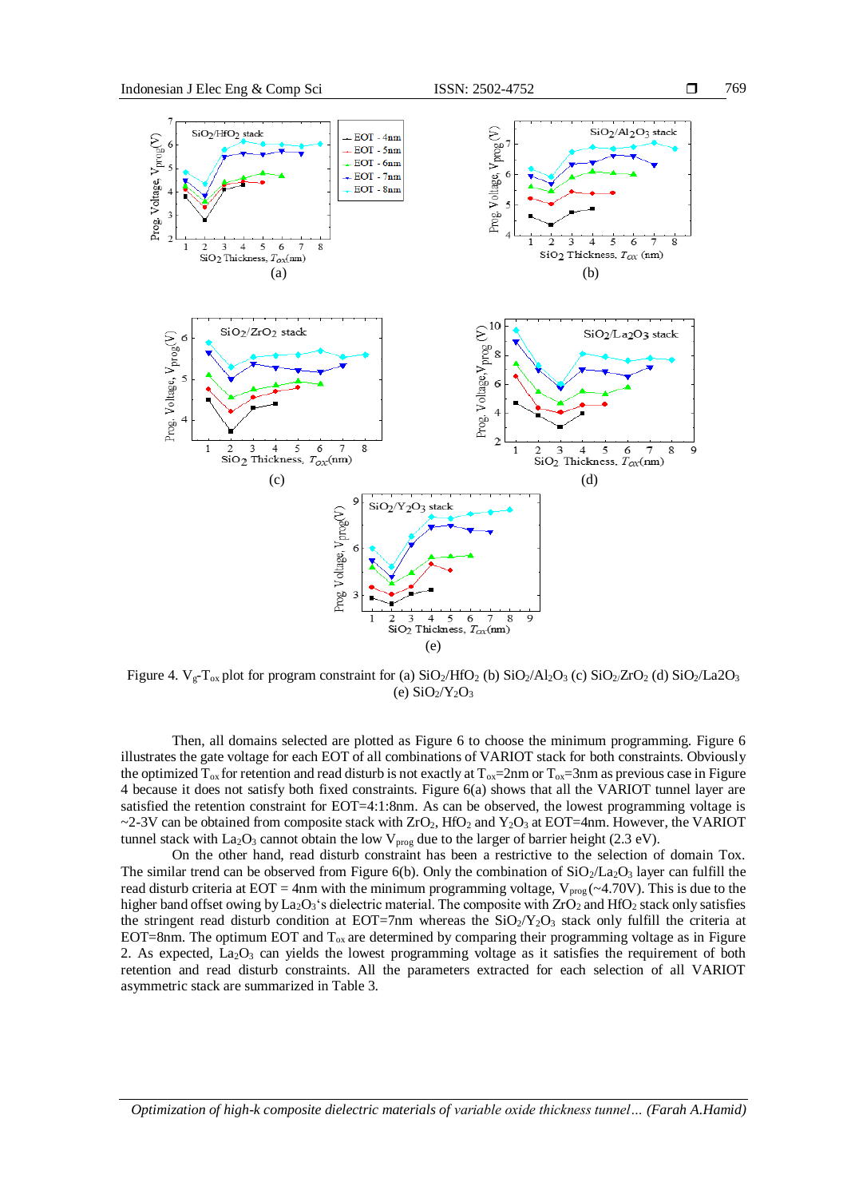Figure 4. $V_g$-$T_{ox}$ plot for program constraint for (a) $SiO_2/HfO_2$ (b) $SiO_2/Al_2O_3$ (c) $SiO_2/ZrO_2$ (d) $SiO_2/La2O_3$ (e) $SiO_2/Y_2O_3$

Then, all domains selected are plotted as Figure 6 to choose the minimum programming. Figure 6 illustrates the gate voltage for each EOT of all combinations of VARIOT stack for both constraints. Obviously the optimized $T_{ox}$ for retention and read disturb is not exactly at $T_{ox}$=2nm or $T_{ox}$=3nm as previous case in Figure 4 because it does not satisfy both fixed constraints. Figure 6(a) shows that all the VARIOT tunnel layer are satisfied the retention constraint for EOT=4:1:8nm. As can be observed, the lowest programming voltage is ~2-3V can be obtained from composite stack with $ZrO_2$, $HfO_2$ and $Y_2O_3$ at EOT=4nm. However, the VARIOT tunnel stack with $La_2O_3$ cannot obtain the low $V_{prog}$ due to the larger of barrier height (2.3 eV).

On the other hand, read disturb constraint has been a restrictive to the selection of domain Tox. The similar trend can be observed from Figure 6(b). Only the combination of $SiO_2/La_2O_3$ layer can fulfill the read disturb criteria at EOT = 4nm with the minimum programming voltage, $V_{prog}$ (~4.70V). This is due to the higher band offset owing by $La_2O_3$'s dielectric material. The composite with $ZrO_2$ and $HfO_2$ stack only satisfies the stringent read disturb condition at EOT=7nm whereas the $SiO_2/Y_2O_3$ stack only fulfill the criteria at EOT=8nm. The optimum EOT and $T_{ox}$ are determined by comparing their programming voltage as in Figure 2. As expected, $La_2O_3$ can yields the lowest programming voltage as it satisfies the requirement of both retention and read disturb constraints. All the parameters extracted for each selection of all VARIOT asymmetric stack are summarized in Table 3.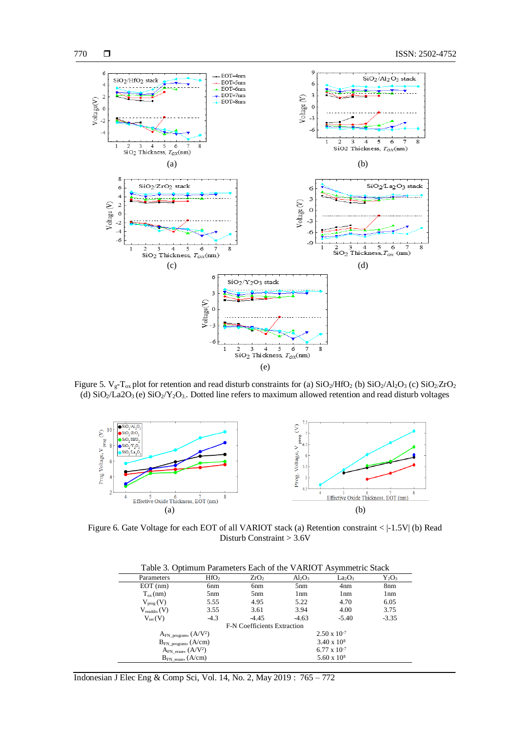Figure 5. $V_g$-$T_{ox}$ plot for retention and read disturb constraints for (a) $SiO_2/HfO_2$ (b) $SiO_2/Al_2O_3$ (c) $SiO_2/ZrO_2$ (d) $SiO_2/La2O_3$ (e) $SiO_2/Y_2O_3$. Dotted line refers to maximum allowed retention and read disturb voltages

Figure 6. Gate Voltage for each EOT of all VARIOT stack (a) Retention constraint < |-1.5V| (b) Read Disturb Constraint > 3.6V

Table 3. Optimum Parameters Each of the VARIOT Asymmetric Stack

| Parameters | $HfO_2$ | $ZrO_2$ | $Al_2O_3$ | $La_2O_3$ | $Y_2O_3$ |
|---|---|---|---|---|---|
| EOT (nm) | 6nm | 6nm | 5nm | 4nm | 8nm |
| $T_{ox}$ (nm) | 5nm | 5nm | 1nm | 1nm | 1nm |
| $V_{prog}$ (V) | 5.55 | 4.95 | 5.22 | 4.70 | 6.05 |
| $V_{readdis}$ (V) | 3.55 | 3.61 | 3.94 | 4.00 | 3.75 |
| $V_{ret}$ (V) | -4.3 | -4.45 | -4.63 | -5.40 | -3.35 |
| F-N Coefficients Extraction | | | | | |
| $A_{FN\_program}$, (A/V$^2$) | | | $2.50 \times 10^{-7}$ | | |
| $B_{FN\_program}$, (A/cm) | | | $3.40 \times 10^{8}$ | | |
| $A_{FN\_erase}$, (A/V$^2$) | | | $6.77 \times 10^{-7}$ | | |
| $B_{FN\_erase}$, (A/cm) | | | $5.60 \times 10^{8}$ | | |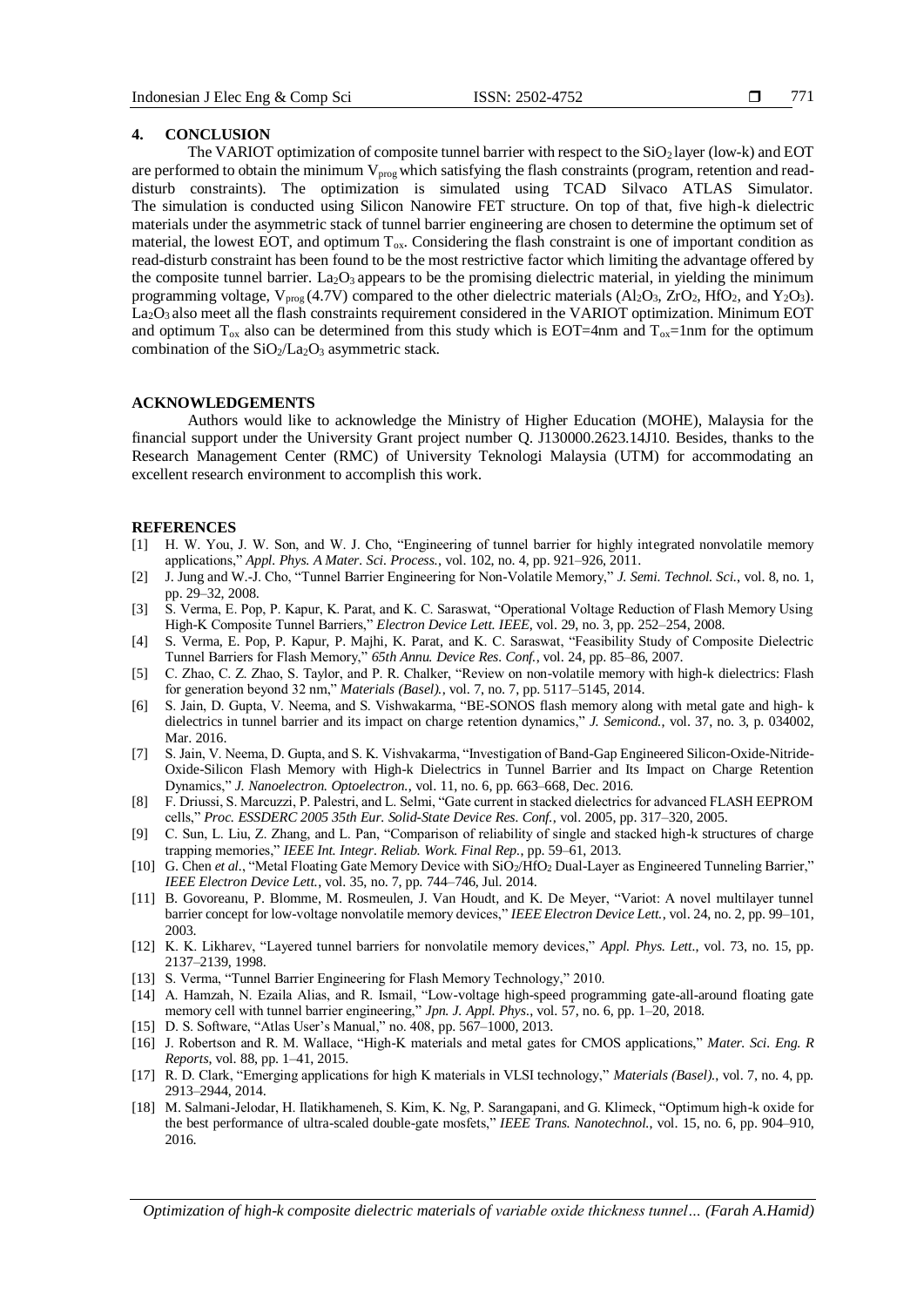## 4. CONCLUSION

The VARIOT optimization of composite tunnel barrier with respect to the $SiO_2$ layer (low-k) and EOT are performed to obtain the minimum $V_{prog}$ which satisfying the flash constraints (program, retention and read-disturb constraints). The optimization is simulated using TCAD Silvaco ATLAS Simulator. The simulation is conducted using Silicon Nanowire FET structure. On top of that, five high-k dielectric materials under the asymmetric stack of tunnel barrier engineering are chosen to determine the optimum set of material, the lowest EOT, and optimum $T_{ox}$. Considering the flash constraint is one of important condition as read-disturb constraint has been found to be the most restrictive factor which limiting the advantage offered by the composite tunnel barrier. $La_2O_3$ appears to be the promising dielectric material, in yielding the minimum programming voltage, $V_{prog}$ (4.7V) compared to the other dielectric materials ($Al_2O_3$, $ZrO_2$, $HfO_2$, and $Y_2O_3$). $La_2O_3$ also meet all the flash constraints requirement considered in the VARIOT optimization. Minimum EOT and optimum $T_{ox}$ also can be determined from this study which is EOT=4nm and $T_{ox}$=1nm for the optimum combination of the $SiO_2/La_2O_3$ asymmetric stack.

## ACKNOWLEDGEMENTS

Authors would like to acknowledge the Ministry of Higher Education (MOHE), Malaysia for the financial support under the University Grant project number Q. J130000.2623.14J10. Besides, thanks to the Research Management Center (RMC) of University Teknologi Malaysia (UTM) for accommodating an excellent research environment to accomplish this work.

## REFERENCES

[1] H. W. You, J. W. Son, and W. J. Cho, "Engineering of tunnel barrier for highly integrated nonvolatile memory applications," *Appl. Phys. A Mater. Sci. Process.*, vol. 102, no. 4, pp. 921–926, 2011.

[2] J. Jung and W.-J. Cho, "Tunnel Barrier Engineering for Non-Volatile Memory," *J. Semi. Technol. Sci.*, vol. 8, no. 1, pp. 29–32, 2008.

[3] S. Verma, E. Pop, P. Kapur, K. Parat, and K. C. Saraswat, "Operational Voltage Reduction of Flash Memory Using High-K Composite Tunnel Barriers," *Electron Device Lett. IEEE*, vol. 29, no. 3, pp. 252–254, 2008.

[4] S. Verma, E. Pop, P. Kapur, P. Majhi, K. Parat, and K. C. Saraswat, "Feasibility Study of Composite Dielectric Tunnel Barriers for Flash Memory," *65th Annu. Device Res. Conf.*, vol. 24, pp. 85–86, 2007.

[5] C. Zhao, C. Z. Zhao, S. Taylor, and P. R. Chalker, "Review on non-volatile memory with high-k dielectrics: Flash for generation beyond 32 nm," *Materials (Basel).*, vol. 7, no. 7, pp. 5117–5145, 2014.

[6] S. Jain, D. Gupta, V. Neema, and S. Vishwakarma, "BE-SONOS flash memory along with metal gate and high- k dielectrics in tunnel barrier and its impact on charge retention dynamics," *J. Semicond.*, vol. 37, no. 3, p. 034002, Mar. 2016.

[7] S. Jain, V. Neema, D. Gupta, and S. K. Vishvakarma, "Investigation of Band-Gap Engineered Silicon-Oxide-Nitride-Oxide-Silicon Flash Memory with High-k Dielectrics in Tunnel Barrier and Its Impact on Charge Retention Dynamics," *J. Nanoelectron. Optoelectron.*, vol. 11, no. 6, pp. 663–668, Dec. 2016.

[8] F. Driussi, S. Marcuzzi, P. Palestri, and L. Selmi, "Gate current in stacked dielectrics for advanced FLASH EEPROM cells," *Proc. ESSDERC 2005 35th Eur. Solid-State Device Res. Conf.*, vol. 2005, pp. 317–320, 2005.

[9] C. Sun, L. Liu, Z. Zhang, and L. Pan, "Comparison of reliability of single and stacked high-k structures of charge trapping memories," *IEEE Int. Integr. Reliab. Work. Final Rep.*, pp. 59–61, 2013.

[10] G. Chen *et al.*, "Metal Floating Gate Memory Device with $SiO_2/HfO_2$ Dual-Layer as Engineered Tunneling Barrier," *IEEE Electron Device Lett.*, vol. 35, no. 7, pp. 744–746, Jul. 2014.

[11] B. Govoreanu, P. Blomme, M. Rosmeulen, J. Van Houdt, and K. De Meyer, "Variot: A novel multilayer tunnel barrier concept for low-voltage nonvolatile memory devices," *IEEE Electron Device Lett.*, vol. 24, no. 2, pp. 99–101, 2003.

[12] K. K. Likharev, "Layered tunnel barriers for nonvolatile memory devices," *Appl. Phys. Lett.*, vol. 73, no. 15, pp. 2137–2139, 1998.

[13] S. Verma, "Tunnel Barrier Engineering for Flash Memory Technology," 2010.

[14] A. Hamzah, N. Ezaila Alias, and R. Ismail, "Low-voltage high-speed programming gate-all-around floating gate memory cell with tunnel barrier engineering," *Jpn. J. Appl. Phys.*, vol. 57, no. 6, pp. 1–20, 2018.

[15] D. S. Software, "Atlas User's Manual," no. 408, pp. 567–1000, 2013.

[16] J. Robertson and R. M. Wallace, "High-K materials and metal gates for CMOS applications," *Mater. Sci. Eng. R Reports*, vol. 88, pp. 1–41, 2015.

[17] R. D. Clark, "Emerging applications for high K materials in VLSI technology," *Materials (Basel).*, vol. 7, no. 4, pp. 2913–2944, 2014.

[18] M. Salmani-Jelodar, H. Ilatikhameneh, S. Kim, K. Ng, P. Sarangapani, and G. Klimeck, "Optimum high-k oxide for the best performance of ultra-scaled double-gate mosfets," *IEEE Trans. Nanotechnol.*, vol. 15, no. 6, pp. 904–910, 2016.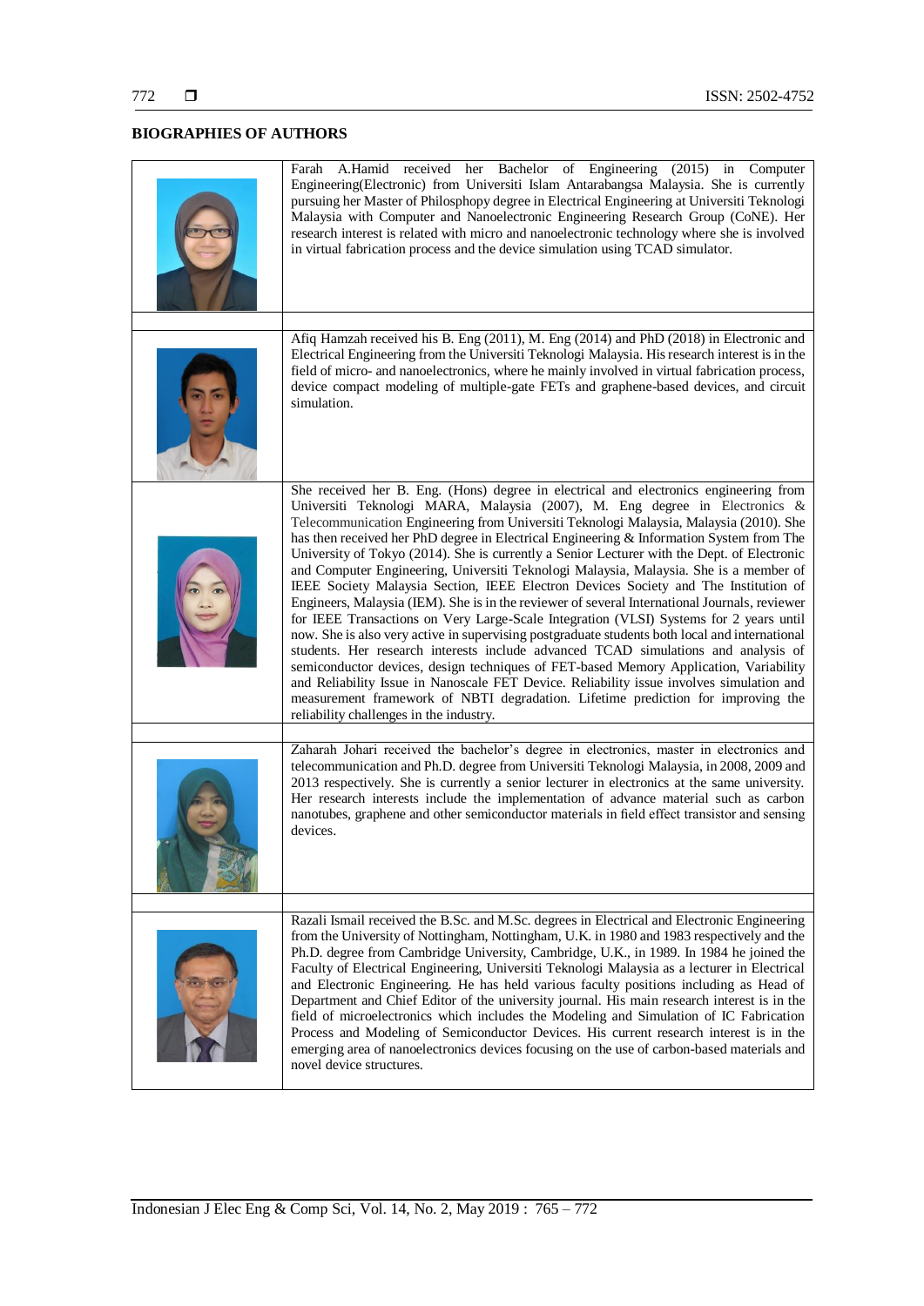### BIOGRAPHIES OF AUTHORS

Farah A.Hamid received her Bachelor of Engineering (2015) in Computer Engineering(Electronic) from Universiti Islam Antarabangsa Malaysia. She is currently pursuing her Master of Philosphopy degree in Electrical Engineering at Universiti Teknologi Malaysia with Computer and Nanoelectronic Engineering Research Group (CoNE). Her research interest is related with micro and nanoelectronic technology where she is involved in virtual fabrication process and the device simulation using TCAD simulator.

Afiq Hamzah received his B. Eng (2011), M. Eng (2014) and PhD (2018) in Electronic and Electrical Engineering from the Universiti Teknologi Malaysia. His research interest is in the field of micro- and nanoelectronics, where he mainly involved in virtual fabrication process, device compact modeling of multiple-gate FETs and graphene-based devices, and circuit simulation.

She received her B. Eng. (Hons) degree in electrical and electronics engineering from Universiti Teknologi MARA, Malaysia (2007), M. Eng degree in Electronics & Telecommunication Engineering from Universiti Teknologi Malaysia, Malaysia (2010). She has then received her PhD degree in Electrical Engineering & Information System from The University of Tokyo (2014). She is currently a Senior Lecturer with the Dept. of Electronic and Computer Engineering, Universiti Teknologi Malaysia, Malaysia. She is a member of IEEE Society Malaysia Section, IEEE Electron Devices Society and The Institution of Engineers, Malaysia (IEM). She is in the reviewer of several International Journals, reviewer for IEEE Transactions on Very Large-Scale Integration (VLSI) Systems for 2 years until now. She is also very active in supervising postgraduate students both local and international students. Her research interests include advanced TCAD simulations and analysis of semiconductor devices, design techniques of FET-based Memory Application, Variability and Reliability Issue in Nanoscale FET Device. Reliability issue involves simulation and measurement framework of NBTI degradation. Lifetime prediction for improving the reliability challenges in the industry.

Zaharah Johari received the bachelor's degree in electronics, master in electronics and telecommunication and Ph.D. degree from Universiti Teknologi Malaysia, in 2008, 2009 and 2013 respectively. She is currently a senior lecturer in electronics at the same university. Her research interests include the implementation of advance material such as carbon nanotubes, graphene and other semiconductor materials in field effect transistor and sensing devices.

Razali Ismail received the B.Sc. and M.Sc. degrees in Electrical and Electronic Engineering from the University of Nottingham, Nottingham, U.K. in 1980 and 1983 respectively and the Ph.D. degree from Cambridge University, Cambridge, U.K., in 1989. In 1984 he joined the Faculty of Electrical Engineering, Universiti Teknologi Malaysia as a lecturer in Electrical and Electronic Engineering. He has held various faculty positions including as Head of Department and Chief Editor of the university journal. His main research interest is in the field of microelectronics which includes the Modeling and Simulation of IC Fabrication Process and Modeling of Semiconductor Devices. His current research interest is in the emerging area of nanoelectronics devices focusing on the use of carbon-based materials and novel device structures.